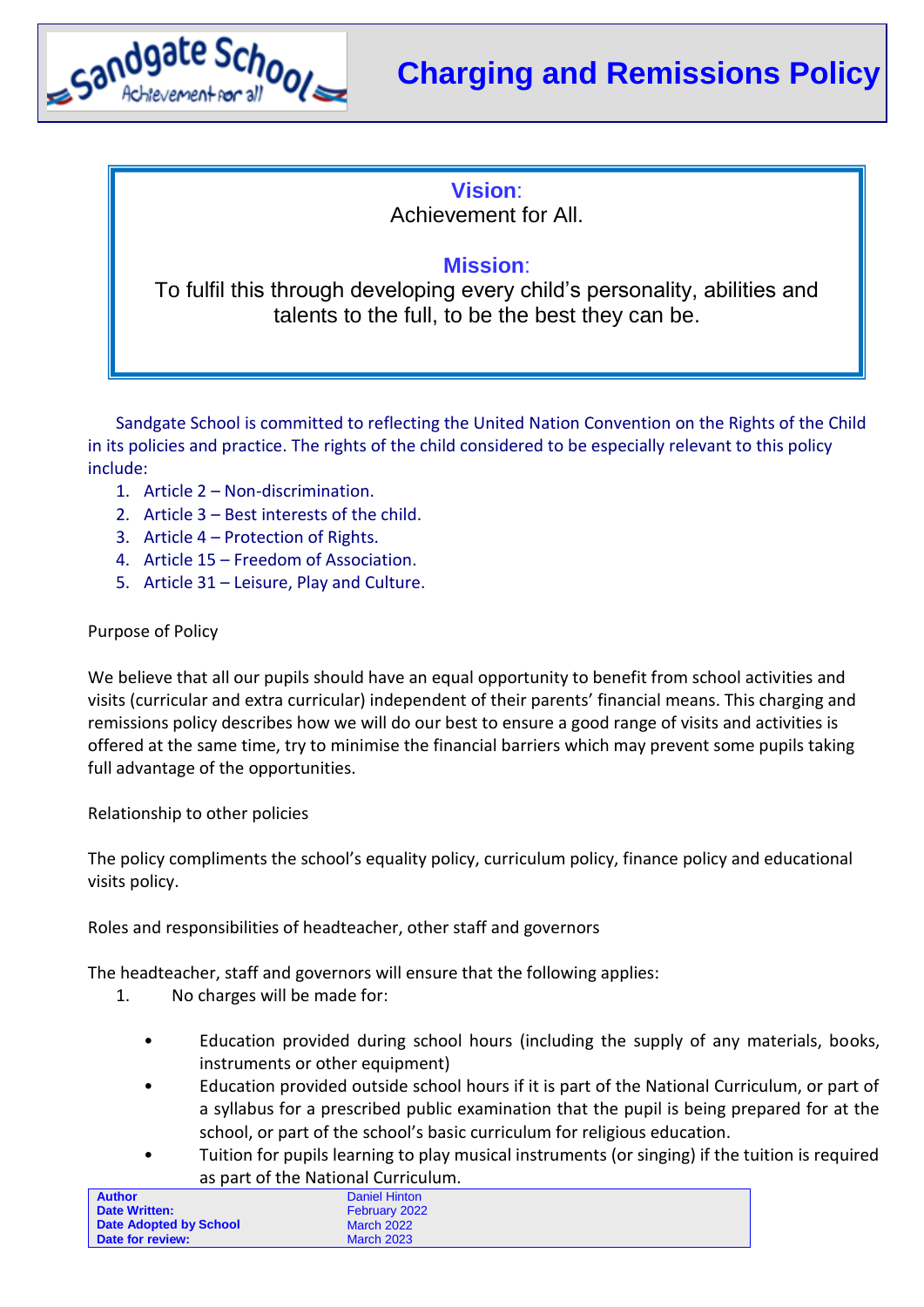# Charging and Remissions Policy

**Vision**:
Achievement for All.

**Mission**:
To fulfil this through developing every child's personality, abilities and talents to the full, to be the best they can be.

Sandgate School is committed to reflecting the United Nation Convention on the Rights of the Child in its policies and practice. The rights of the child considered to be especially relevant to this policy include:

1. Article 2 – Non-discrimination.
2. Article 3 – Best interests of the child.
3. Article 4 – Protection of Rights.
4. Article 15 – Freedom of Association.
5. Article 31 – Leisure, Play and Culture.

Purpose of Policy

We believe that all our pupils should have an equal opportunity to benefit from school activities and visits (curricular and extra curricular) independent of their parents' financial means. This charging and remissions policy describes how we will do our best to ensure a good range of visits and activities is offered at the same time, try to minimise the financial barriers which may prevent some pupils taking full advantage of the opportunities.

Relationship to other policies

The policy compliments the school's equality policy, curriculum policy, finance policy and educational visits policy.

Roles and responsibilities of headteacher, other staff and governors

The headteacher, staff and governors will ensure that the following applies:

1. No charges will be made for:

   - Education provided during school hours (including the supply of any materials, books, instruments or other equipment)
   - Education provided outside school hours if it is part of the National Curriculum, or part of a syllabus for a prescribed public examination that the pupil is being prepared for at the school, or part of the school's basic curriculum for religious education.
   - Tuition for pupils learning to play musical instruments (or singing) if the tuition is required as part of the National Curriculum.

| | |
|---|---|
| **Author** | Daniel Hinton |
| **Date Written:** | February 2022 |
| **Date Adopted by School** | March 2022 |
| **Date for review:** | March 2023 |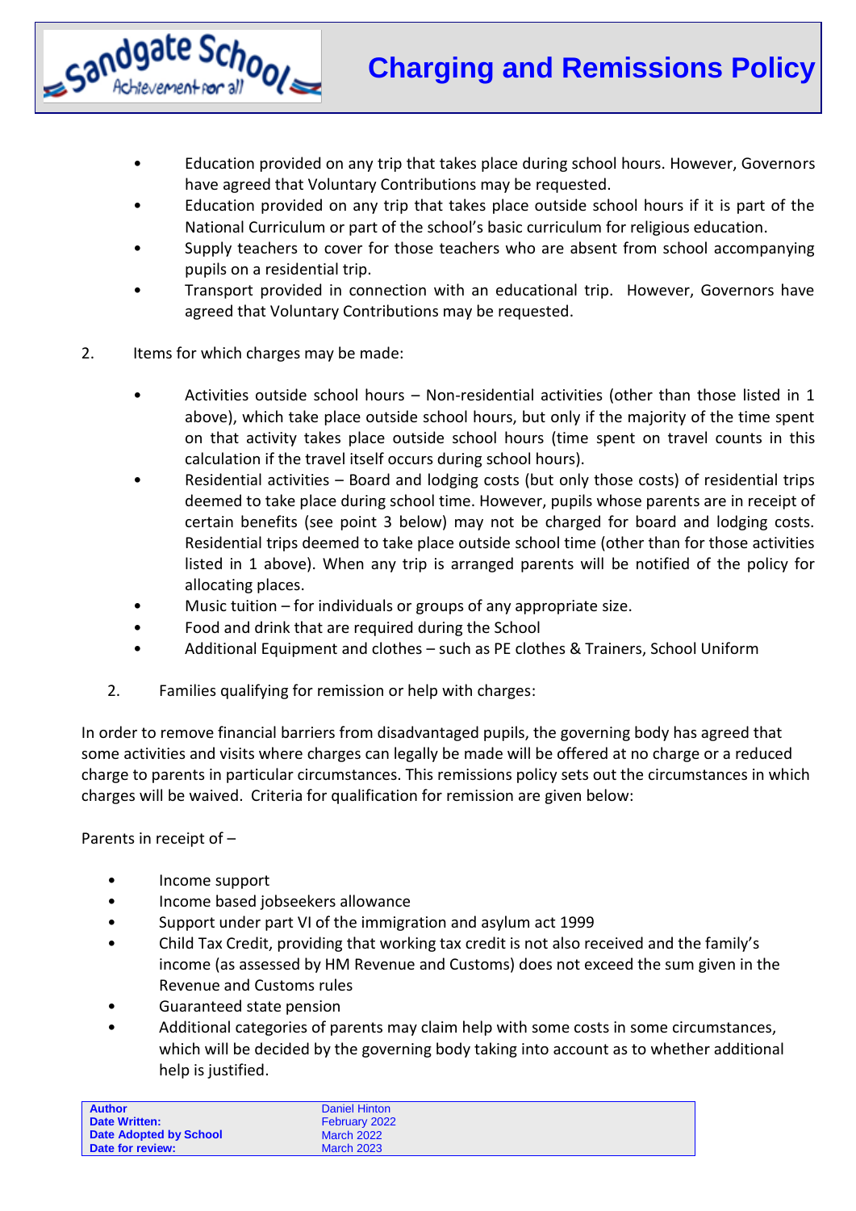- Education provided on any trip that takes place during school hours. However, Governors have agreed that Voluntary Contributions may be requested.
- Education provided on any trip that takes place outside school hours if it is part of the National Curriculum or part of the school's basic curriculum for religious education.
- Supply teachers to cover for those teachers who are absent from school accompanying pupils on a residential trip.
- Transport provided in connection with an educational trip. However, Governors have agreed that Voluntary Contributions may be requested.

2. Items for which charges may be made:

- Activities outside school hours – Non-residential activities (other than those listed in 1 above), which take place outside school hours, but only if the majority of the time spent on that activity takes place outside school hours (time spent on travel counts in this calculation if the travel itself occurs during school hours).
- Residential activities – Board and lodging costs (but only those costs) of residential trips deemed to take place during school time. However, pupils whose parents are in receipt of certain benefits (see point 3 below) may not be charged for board and lodging costs. Residential trips deemed to take place outside school time (other than for those activities listed in 1 above). When any trip is arranged parents will be notified of the policy for allocating places.
- Music tuition – for individuals or groups of any appropriate size.
- Food and drink that are required during the School
- Additional Equipment and clothes – such as PE clothes & Trainers, School Uniform

2. Families qualifying for remission or help with charges:

In order to remove financial barriers from disadvantaged pupils, the governing body has agreed that some activities and visits where charges can legally be made will be offered at no charge or a reduced charge to parents in particular circumstances. This remissions policy sets out the circumstances in which charges will be waived. Criteria for qualification for remission are given below:

Parents in receipt of –

- Income support
- Income based jobseekers allowance
- Support under part VI of the immigration and asylum act 1999
- Child Tax Credit, providing that working tax credit is not also received and the family's income (as assessed by HM Revenue and Customs) does not exceed the sum given in the Revenue and Customs rules
- Guaranteed state pension
- Additional categories of parents may claim help with some costs in some circumstances, which will be decided by the governing body taking into account as to whether additional help is justified.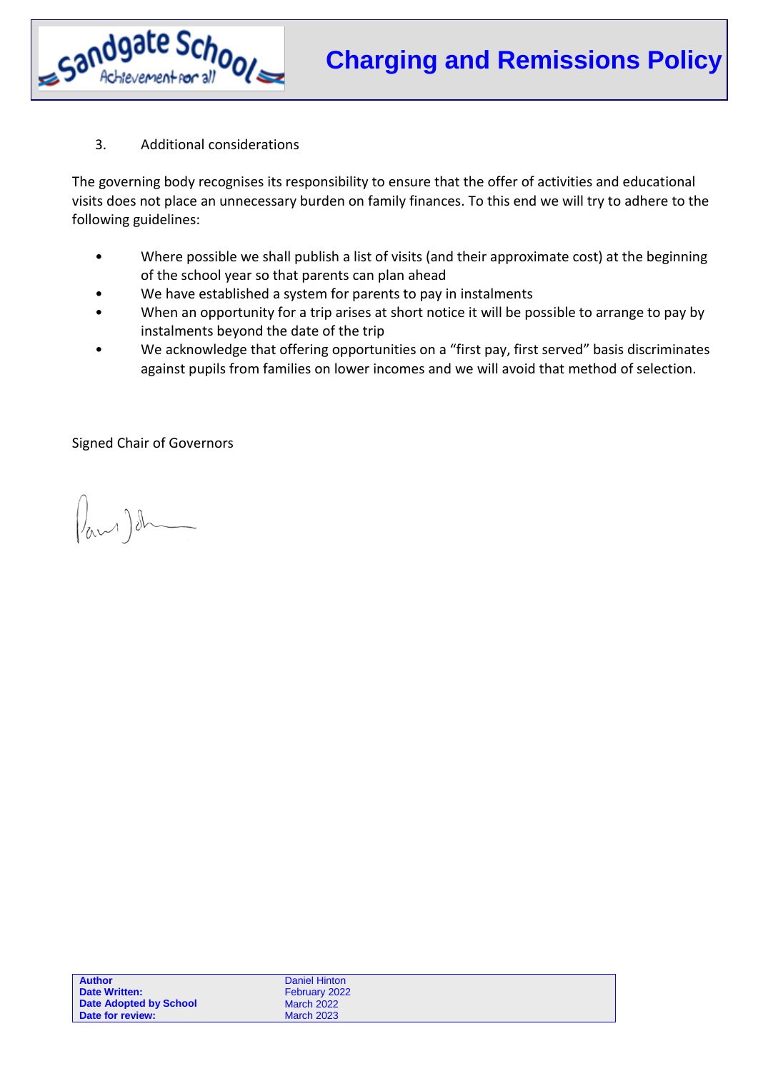3. Additional considerations

The governing body recognises its responsibility to ensure that the offer of activities and educational visits does not place an unnecessary burden on family finances. To this end we will try to adhere to the following guidelines:

- Where possible we shall publish a list of visits (and their approximate cost) at the beginning of the school year so that parents can plan ahead
- We have established a system for parents to pay in instalments
- When an opportunity for a trip arises at short notice it will be possible to arrange to pay by instalments beyond the date of the trip
- We acknowledge that offering opportunities on a "first pay, first served" basis discriminates against pupils from families on lower incomes and we will avoid that method of selection.

Signed Chair of Governors

| | |
|---|---|
| **Author** | Daniel Hinton |
| **Date Written:** | February 2022 |
| **Date Adopted by School** | March 2022 |
| **Date for review:** | March 2023 |